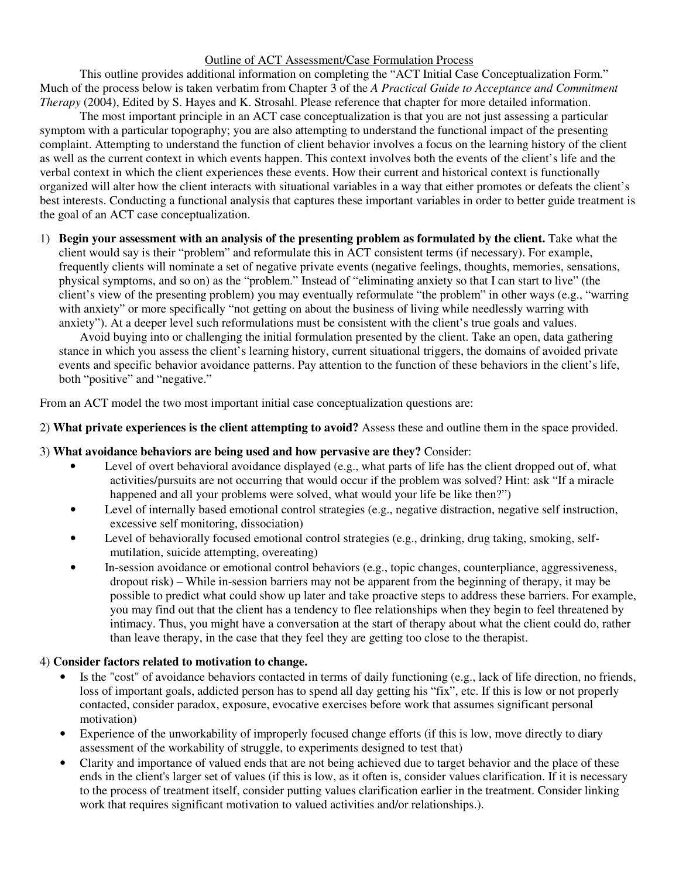# Outline of ACT Assessment/Case Formulation Process

This outline provides additional information on completing the "ACT Initial Case Conceptualization Form." Much of the process below is taken verbatim from Chapter 3 of the *A Practical Guide to Acceptance and Commitment Therapy* (2004), Edited by S. Hayes and K. Strosahl. Please reference that chapter for more detailed information.

The most important principle in an ACT case conceptualization is that you are not just assessing a particular symptom with a particular topography; you are also attempting to understand the functional impact of the presenting complaint. Attempting to understand the function of client behavior involves a focus on the learning history of the client as well as the current context in which events happen. This context involves both the events of the client's life and the verbal context in which the client experiences these events. How their current and historical context is functionally organized will alter how the client interacts with situational variables in a way that either promotes or defeats the client's best interests. Conducting a functional analysis that captures these important variables in order to better guide treatment is the goal of an ACT case conceptualization.

1) **Begin your assessment with an analysis of the presenting problem as formulated by the client.** Take what the client would say is their "problem" and reformulate this in ACT consistent terms (if necessary). For example, frequently clients will nominate a set of negative private events (negative feelings, thoughts, memories, sensations, physical symptoms, and so on) as the "problem." Instead of "eliminating anxiety so that I can start to live" (the client's view of the presenting problem) you may eventually reformulate "the problem" in other ways (e.g., "warring with anxiety" or more specifically "not getting on about the business of living while needlessly warring with anxiety"). At a deeper level such reformulations must be consistent with the client's true goals and values.

   Avoid buying into or challenging the initial formulation presented by the client. Take an open, data gathering stance in which you assess the client's learning history, current situational triggers, the domains of avoided private events and specific behavior avoidance patterns. Pay attention to the function of these behaviors in the client's life, both "positive" and "negative."

From an ACT model the two most important initial case conceptualization questions are:

2) **What private experiences is the client attempting to avoid?** Assess these and outline them in the space provided.

3) **What avoidance behaviors are being used and how pervasive are they?** Consider:
   - Level of overt behavioral avoidance displayed (e.g., what parts of life has the client dropped out of, what activities/pursuits are not occurring that would occur if the problem was solved? Hint: ask "If a miracle happened and all your problems were solved, what would your life be like then?")
   - Level of internally based emotional control strategies (e.g., negative distraction, negative self instruction, excessive self monitoring, dissociation)
   - Level of behaviorally focused emotional control strategies (e.g., drinking, drug taking, smoking, self-mutilation, suicide attempting, overeating)
   - In-session avoidance or emotional control behaviors (e.g., topic changes, counterpliance, aggressiveness, dropout risk) – While in-session barriers may not be apparent from the beginning of therapy, it may be possible to predict what could show up later and take proactive steps to address these barriers. For example, you may find out that the client has a tendency to flee relationships when they begin to feel threatened by intimacy. Thus, you might have a conversation at the start of therapy about what the client could do, rather than leave therapy, in the case that they feel they are getting too close to the therapist.

4) **Consider factors related to motivation to change.**
   - Is the "cost" of avoidance behaviors contacted in terms of daily functioning (e.g., lack of life direction, no friends, loss of important goals, addicted person has to spend all day getting his "fix", etc. If this is low or not properly contacted, consider paradox, exposure, evocative exercises before work that assumes significant personal motivation)
   - Experience of the unworkability of improperly focused change efforts (if this is low, move directly to diary assessment of the workability of struggle, to experiments designed to test that)
   - Clarity and importance of valued ends that are not being achieved due to target behavior and the place of these ends in the client's larger set of values (if this is low, as it often is, consider values clarification. If it is necessary to the process of treatment itself, consider putting values clarification earlier in the treatment. Consider linking work that requires significant motivation to valued activities and/or relationships.).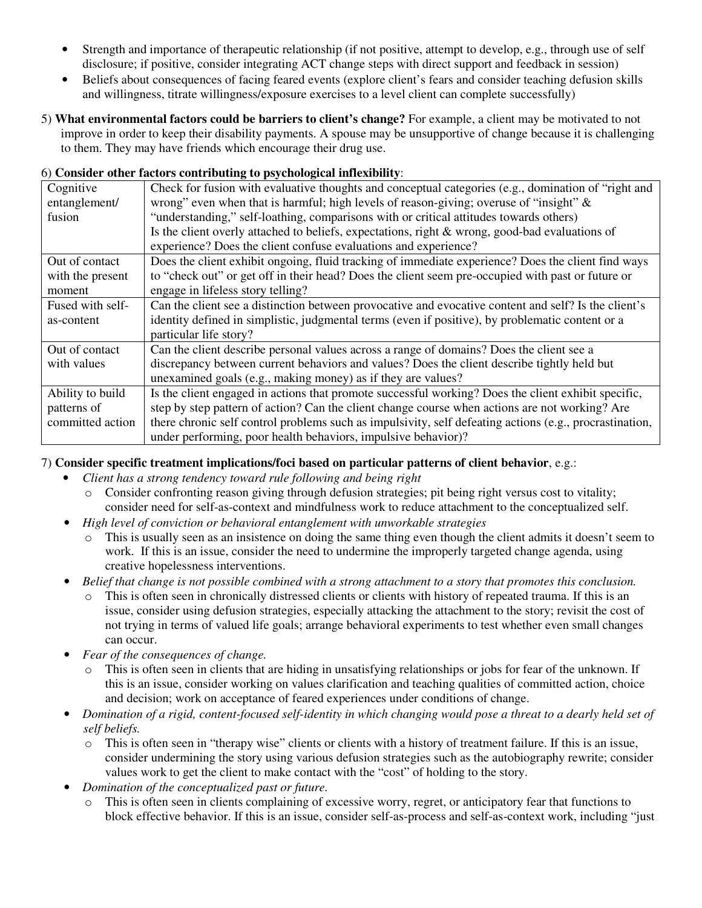- Strength and importance of therapeutic relationship (if not positive, attempt to develop, e.g., through use of self disclosure; if positive, consider integrating ACT change steps with direct support and feedback in session)
- Beliefs about consequences of facing feared events (explore client's fears and consider teaching defusion skills and willingness, titrate willingness/exposure exercises to a level client can complete successfully)

5) **What environmental factors could be barriers to client's change?** For example, a client may be motivated to not improve in order to keep their disability payments. A spouse may be unsupportive of change because it is challenging to them. They may have friends which encourage their drug use.

6) **Consider other factors contributing to psychological inflexibility**:

| | |
|---|---|
| Cognitive entanglement/ fusion | Check for fusion with evaluative thoughts and conceptual categories (e.g., domination of "right and wrong" even when that is harmful; high levels of reason-giving; overuse of "insight" & "understanding," self-loathing, comparisons with or critical attitudes towards others) Is the client overly attached to beliefs, expectations, right & wrong, good-bad evaluations of experience? Does the client confuse evaluations and experience? |
| Out of contact with the present moment | Does the client exhibit ongoing, fluid tracking of immediate experience? Does the client find ways to "check out" or get off in their head? Does the client seem pre-occupied with past or future or engage in lifeless story telling? |
| Fused with self-as-content | Can the client see a distinction between provocative and evocative content and self? Is the client's identity defined in simplistic, judgmental terms (even if positive), by problematic content or a particular life story? |
| Out of contact with values | Can the client describe personal values across a range of domains? Does the client see a discrepancy between current behaviors and values? Does the client describe tightly held but unexamined goals (e.g., making money) as if they are values? |
| Ability to build patterns of committed action | Is the client engaged in actions that promote successful working? Does the client exhibit specific, step by step pattern of action? Can the client change course when actions are not working? Are there chronic self control problems such as impulsivity, self defeating actions (e.g., procrastination, under performing, poor health behaviors, impulsive behavior)? |

7) **Consider specific treatment implications/foci based on particular patterns of client behavior**, e.g.:

- *Client has a strong tendency toward rule following and being right*
  - Consider confronting reason giving through defusion strategies; pit being right versus cost to vitality; consider need for self-as-context and mindfulness work to reduce attachment to the conceptualized self.
- *High level of conviction or behavioral entanglement with unworkable strategies*
  - This is usually seen as an insistence on doing the same thing even though the client admits it doesn't seem to work. If this is an issue, consider the need to undermine the improperly targeted change agenda, using creative hopelessness interventions.
- *Belief that change is not possible combined with a strong attachment to a story that promotes this conclusion.*
  - This is often seen in chronically distressed clients or clients with history of repeated trauma. If this is an issue, consider using defusion strategies, especially attacking the attachment to the story; revisit the cost of not trying in terms of valued life goals; arrange behavioral experiments to test whether even small changes can occur.
- *Fear of the consequences of change.*
  - This is often seen in clients that are hiding in unsatisfying relationships or jobs for fear of the unknown. If this is an issue, consider working on values clarification and teaching qualities of committed action, choice and decision; work on acceptance of feared experiences under conditions of change.
- *Domination of a rigid, content-focused self-identity in which changing would pose a threat to a dearly held set of self beliefs.*
  - This is often seen in "therapy wise" clients or clients with a history of treatment failure. If this is an issue, consider undermining the story using various defusion strategies such as the autobiography rewrite; consider values work to get the client to make contact with the "cost" of holding to the story.
- *Domination of the conceptualized past or future.*
  - This is often seen in clients complaining of excessive worry, regret, or anticipatory fear that functions to block effective behavior. If this is an issue, consider self-as-process and self-as-context work, including "just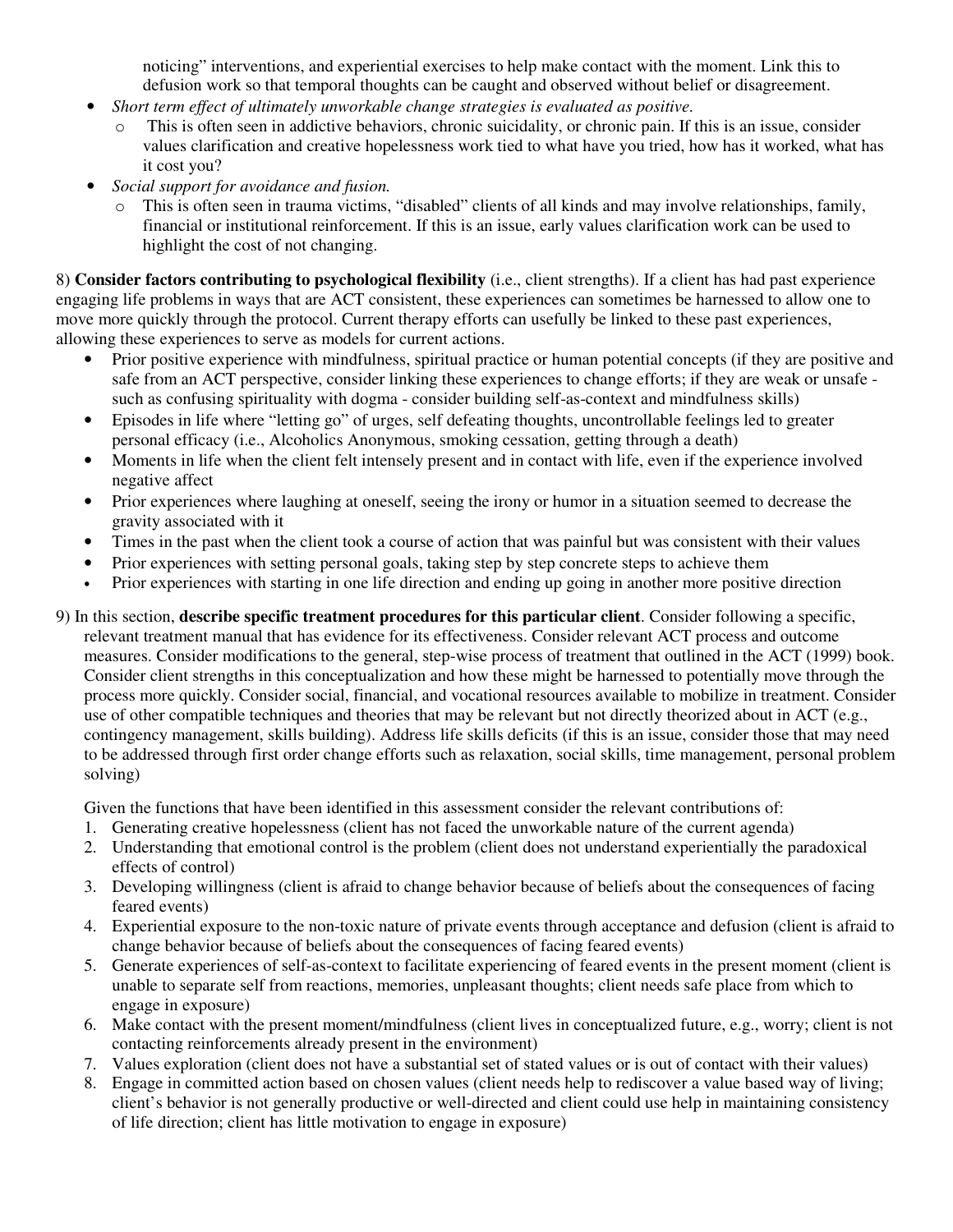noticing" interventions, and experiential exercises to help make contact with the moment. Link this to defusion work so that temporal thoughts can be caught and observed without belief or disagreement.

- *Short term effect of ultimately unworkable change strategies is evaluated as positive.*
  - This is often seen in addictive behaviors, chronic suicidality, or chronic pain. If this is an issue, consider values clarification and creative hopelessness work tied to what have you tried, how has it worked, what has it cost you?
- *Social support for avoidance and fusion.*
  - This is often seen in trauma victims, "disabled" clients of all kinds and may involve relationships, family, financial or institutional reinforcement. If this is an issue, early values clarification work can be used to highlight the cost of not changing.

8) **Consider factors contributing to psychological flexibility** (i.e., client strengths). If a client has had past experience engaging life problems in ways that are ACT consistent, these experiences can sometimes be harnessed to allow one to move more quickly through the protocol. Current therapy efforts can usefully be linked to these past experiences, allowing these experiences to serve as models for current actions.

- Prior positive experience with mindfulness, spiritual practice or human potential concepts (if they are positive and safe from an ACT perspective, consider linking these experiences to change efforts; if they are weak or unsafe - such as confusing spirituality with dogma - consider building self-as-context and mindfulness skills)
- Episodes in life where "letting go" of urges, self defeating thoughts, uncontrollable feelings led to greater personal efficacy (i.e., Alcoholics Anonymous, smoking cessation, getting through a death)
- Moments in life when the client felt intensely present and in contact with life, even if the experience involved negative affect
- Prior experiences where laughing at oneself, seeing the irony or humor in a situation seemed to decrease the gravity associated with it
- Times in the past when the client took a course of action that was painful but was consistent with their values
- Prior experiences with setting personal goals, taking step by step concrete steps to achieve them
- Prior experiences with starting in one life direction and ending up going in another more positive direction

9) In this section, **describe specific treatment procedures for this particular client**. Consider following a specific, relevant treatment manual that has evidence for its effectiveness. Consider relevant ACT process and outcome measures. Consider modifications to the general, step-wise process of treatment that outlined in the ACT (1999) book. Consider client strengths in this conceptualization and how these might be harnessed to potentially move through the process more quickly. Consider social, financial, and vocational resources available to mobilize in treatment. Consider use of other compatible techniques and theories that may be relevant but not directly theorized about in ACT (e.g., contingency management, skills building). Address life skills deficits (if this is an issue, consider those that may need to be addressed through first order change efforts such as relaxation, social skills, time management, personal problem solving)

Given the functions that have been identified in this assessment consider the relevant contributions of:

1. Generating creative hopelessness (client has not faced the unworkable nature of the current agenda)
2. Understanding that emotional control is the problem (client does not understand experientially the paradoxical effects of control)
3. Developing willingness (client is afraid to change behavior because of beliefs about the consequences of facing feared events)
4. Experiential exposure to the non-toxic nature of private events through acceptance and defusion (client is afraid to change behavior because of beliefs about the consequences of facing feared events)
5. Generate experiences of self-as-context to facilitate experiencing of feared events in the present moment (client is unable to separate self from reactions, memories, unpleasant thoughts; client needs safe place from which to engage in exposure)
6. Make contact with the present moment/mindfulness (client lives in conceptualized future, e.g., worry; client is not contacting reinforcements already present in the environment)
7. Values exploration (client does not have a substantial set of stated values or is out of contact with their values)
8. Engage in committed action based on chosen values (client needs help to rediscover a value based way of living; client's behavior is not generally productive or well-directed and client could use help in maintaining consistency of life direction; client has little motivation to engage in exposure)